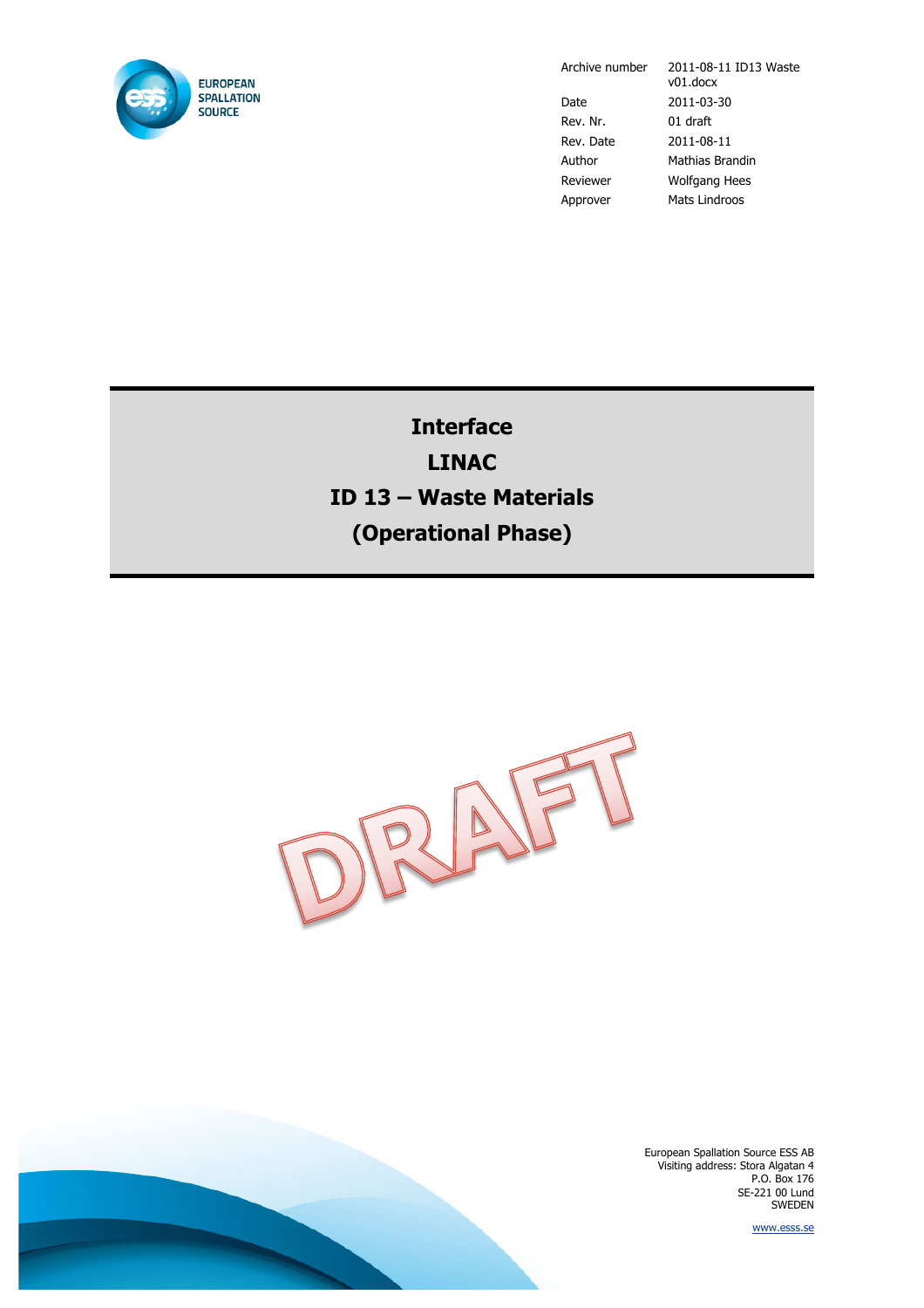| Archive number | 2011-08-11 ID13 Waste v01.docx |
| --- | --- |
| Date | 2011-03-30 |
| Rev. Nr. | 01 draft |
| Rev. Date | 2011-08-11 |
| Author | Mathias Brandin |
| Reviewer | Wolfgang Hees |
| Approver | Mats Lindroos |

# Interface
# LINAC
# ID 13 – Waste Materials
# (Operational Phase)

DRAFT

European Spallation Source ESS AB
Visiting address: Stora Algatan 4
P.O. Box 176
SE-221 00 Lund
SWEDEN

www.esss.se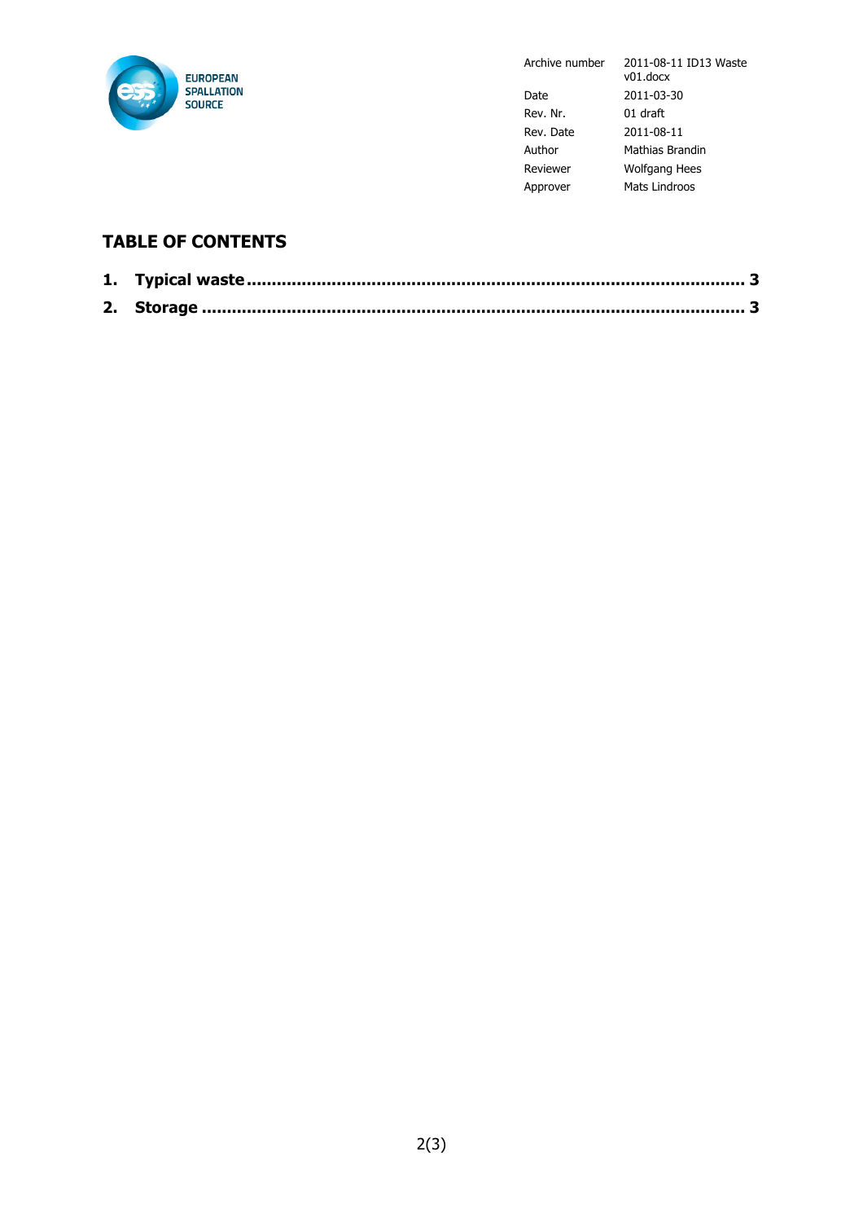| Archive number | 2011-08-11 ID13 Waste v01.docx |
| --- | --- |
| Date | 2011-03-30 |
| Rev. Nr. | 01 draft |
| Rev. Date | 2011-08-11 |
| Author | Mathias Brandin |
| Reviewer | Wolfgang Hees |
| Approver | Mats Lindroos |

## TABLE OF CONTENTS

**1. Typical waste ........................................................................................ 3**

**2. Storage ................................................................................................ 3**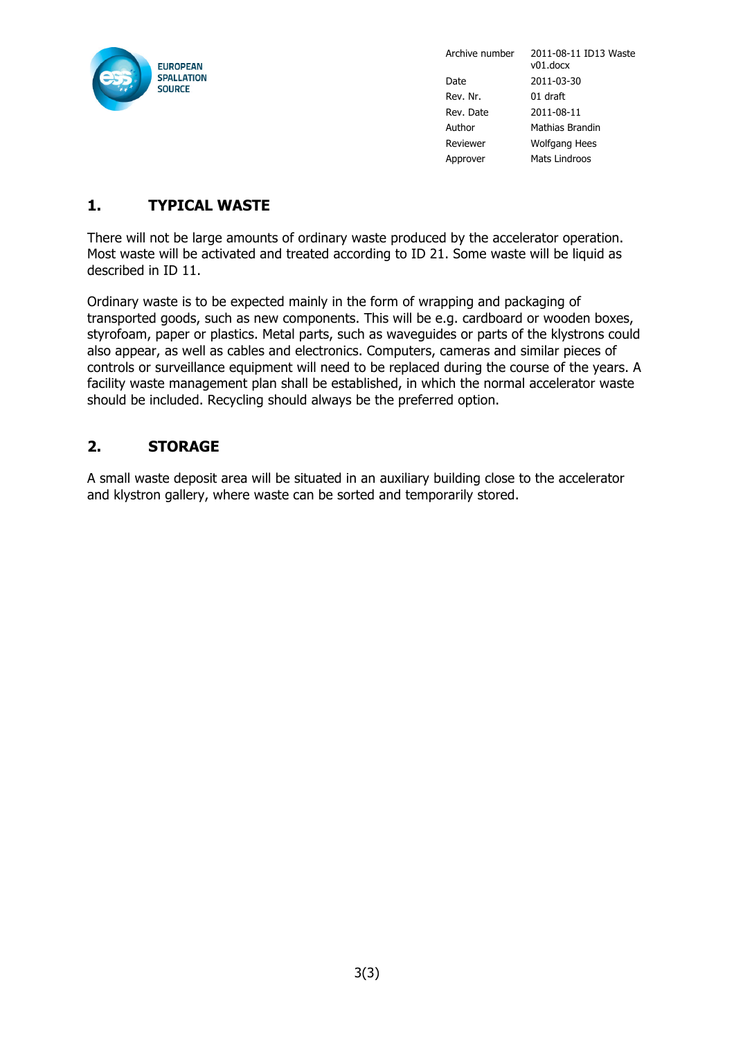## 1. TYPICAL WASTE

There will not be large amounts of ordinary waste produced by the accelerator operation. Most waste will be activated and treated according to ID 21. Some waste will be liquid as described in ID 11.

Ordinary waste is to be expected mainly in the form of wrapping and packaging of transported goods, such as new components. This will be e.g. cardboard or wooden boxes, styrofoam, paper or plastics. Metal parts, such as waveguides or parts of the klystrons could also appear, as well as cables and electronics. Computers, cameras and similar pieces of controls or surveillance equipment will need to be replaced during the course of the years. A facility waste management plan shall be established, in which the normal accelerator waste should be included. Recycling should always be the preferred option.

## 2. STORAGE

A small waste deposit area will be situated in an auxiliary building close to the accelerator and klystron gallery, where waste can be sorted and temporarily stored.